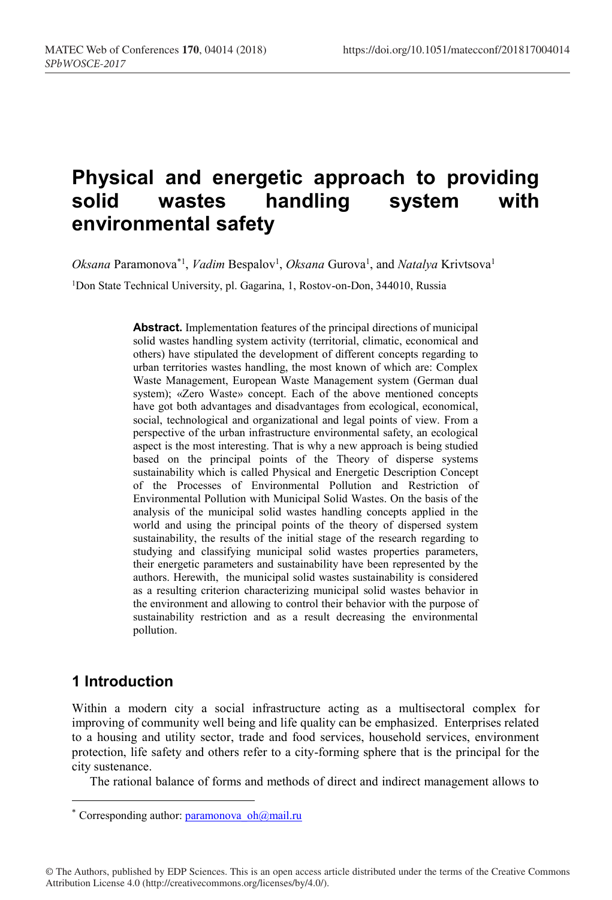# Physical and energetic approach to providing solid wastes handling system with environmental safety

*Oksana* Paramonova*[1], *Vadim* Bespalov[1], *Oksana* Gurova[1], and *Natalya* Krivtsova[1]

[1]Don State Technical University, pl. Gagarina, 1, Rostov-on-Don, 344010, Russia

**Abstract.** Implementation features of the principal directions of municipal solid wastes handling system activity (territorial, climatic, economical and others) have stipulated the development of different concepts regarding to urban territories wastes handling, the most known of which are: Complex Waste Management, European Waste Management system (German dual system); «Zero Waste» concept. Each of the above mentioned concepts have got both advantages and disadvantages from ecological, economical, social, technological and organizational and legal points of view. From a perspective of the urban infrastructure environmental safety, an ecological aspect is the most interesting. That is why a new approach is being studied based on the principal points of the Theory of disperse systems sustainability which is called Physical and Energetic Description Concept of the Processes of Environmental Pollution and Restriction of Environmental Pollution with Municipal Solid Wastes. On the basis of the analysis of the municipal solid wastes handling concepts applied in the world and using the principal points of the theory of dispersed system sustainability, the results of the initial stage of the research regarding to studying and classifying municipal solid wastes properties parameters, their energetic parameters and sustainability have been represented by the authors. Herewith, the municipal solid wastes sustainability is considered as a resulting criterion characterizing municipal solid wastes behavior in the environment and allowing to control their behavior with the purpose of sustainability restriction and as a result decreasing the environmental pollution.

## 1 Introduction

Within a modern city a social infrastructure acting as a multisectoral complex for improving of community well being and life quality can be emphasized. Enterprises related to a housing and utility sector, trade and food services, household services, environment protection, life safety and others refer to a city-forming sphere that is the principal for the city sustenance.

The rational balance of forms and methods of direct and indirect management allows to

* Corresponding author: paramonova_oh@mail.ru

© The Authors, published by EDP Sciences. This is an open access article distributed under the terms of the Creative Commons Attribution License 4.0 (http://creativecommons.org/licenses/by/4.0/).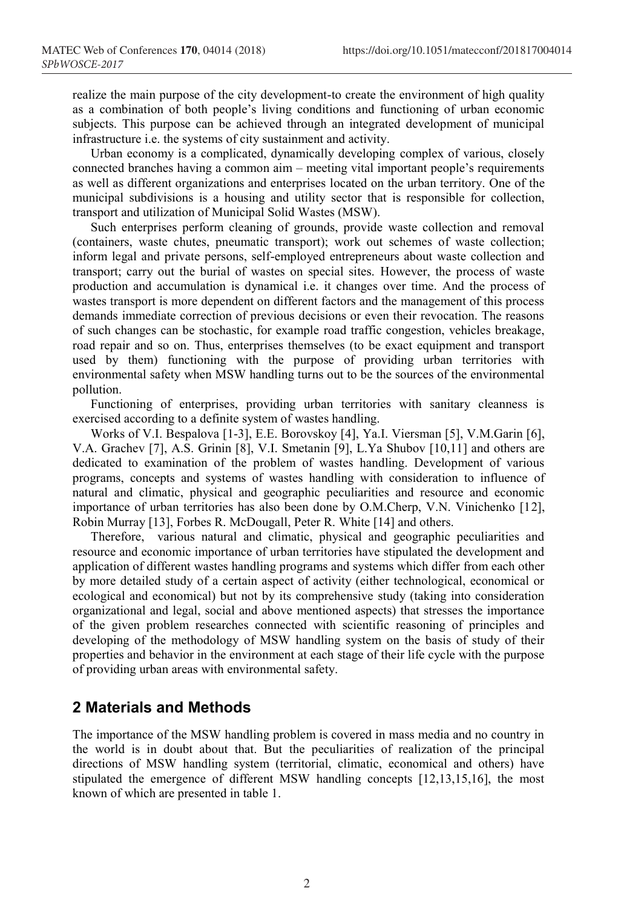realize the main purpose of the city development-to create the environment of high quality as a combination of both people's living conditions and functioning of urban economic subjects. This purpose can be achieved through an integrated development of municipal infrastructure i.e. the systems of city sustainment and activity.

Urban economy is a complicated, dynamically developing complex of various, closely connected branches having a common aim – meeting vital important people's requirements as well as different organizations and enterprises located on the urban territory. One of the municipal subdivisions is a housing and utility sector that is responsible for collection, transport and utilization of Municipal Solid Wastes (MSW).

Such enterprises perform cleaning of grounds, provide waste collection and removal (containers, waste chutes, pneumatic transport); work out schemes of waste collection; inform legal and private persons, self-employed entrepreneurs about waste collection and transport; carry out the burial of wastes on special sites. However, the process of waste production and accumulation is dynamical i.e. it changes over time. And the process of wastes transport is more dependent on different factors and the management of this process demands immediate correction of previous decisions or even their revocation. The reasons of such changes can be stochastic, for example road traffic congestion, vehicles breakage, road repair and so on. Thus, enterprises themselves (to be exact equipment and transport used by them) functioning with the purpose of providing urban territories with environmental safety when MSW handling turns out to be the sources of the environmental pollution.

Functioning of enterprises, providing urban territories with sanitary cleanness is exercised according to a definite system of wastes handling.

Works of V.I. Bespalova [1-3], E.E. Borovskoy [4], Ya.I. Viersman [5], V.M.Garin [6], V.A. Grachev [7], A.S. Grinin [8], V.I. Smetanin [9], L.Ya Shubov [10,11] and others are dedicated to examination of the problem of wastes handling. Development of various programs, concepts and systems of wastes handling with consideration to influence of natural and climatic, physical and geographic peculiarities and resource and economic importance of urban territories has also been done by O.M.Cherp, V.N. Vinichenko [12], Robin Murray [13], Forbes R. McDougall, Peter R. White [14] and others.

Therefore, various natural and climatic, physical and geographic peculiarities and resource and economic importance of urban territories have stipulated the development and application of different wastes handling programs and systems which differ from each other by more detailed study of a certain aspect of activity (either technological, economical or ecological and economical) but not by its comprehensive study (taking into consideration organizational and legal, social and above mentioned aspects) that stresses the importance of the given problem researches connected with scientific reasoning of principles and developing of the methodology of MSW handling system on the basis of study of their properties and behavior in the environment at each stage of their life cycle with the purpose of providing urban areas with environmental safety.

## 2 Materials and Methods

The importance of the MSW handling problem is covered in mass media and no country in the world is in doubt about that. But the peculiarities of realization of the principal directions of MSW handling system (territorial, climatic, economical and others) have stipulated the emergence of different MSW handling concepts [12,13,15,16], the most known of which are presented in table 1.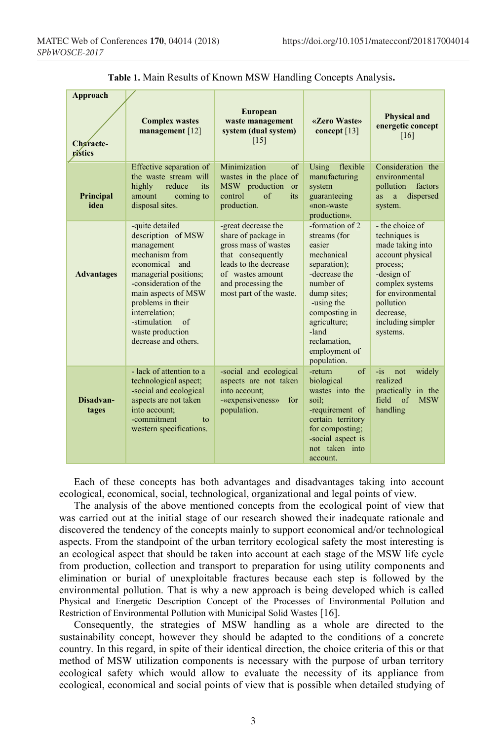**Table 1.** Main Results of Known MSW Handling Concepts Analysis**.**

| Approach / Characteristics | **Complex wastes management** [12] | **European waste management system (dual system)** [15] | **«Zero Waste» concept** [13] | **Physical and energetic concept** [16] |
|---|---|---|---|---|
| **Principal idea** | Effective separation of the waste stream will highly reduce its amount coming to disposal sites. | Minimization of wastes in the place of MSW production or control of its production. | Using flexible manufacturing system guaranteeing «non-waste production». | Consideration the environmental pollution factors as a dispersed system. |
| **Advantages** | -quite detailed description of MSW management mechanism from economical and managerial positions; -consideration of the main aspects of MSW problems in their interrelation; -stimulation of waste production decrease and others. | -great decrease the share of package in gross mass of wastes that consequently leads to the decrease of wastes amount and processing the most part of the waste. | -formation of 2 streams (for easier mechanical separation); -decrease the number of dump sites; -using the composting in agriculture; -land reclamation, employment of population. | - the choice of techniques is made taking into account physical process; -design of complex systems for environmental pollution decrease, including simpler systems. |
| **Disadvantages** | - lack of attention to a technological aspect; -social and ecological aspects are not taken into account; -commitment to western specifications. | -social and ecological aspects are not taken into account; -«expensiveness» for population. | -return of biological wastes into the soil; -requirement of certain territory for composting; -social aspect is not taken into account. | -is not widely realized practically in the field of MSW handling |

Each of these concepts has both advantages and disadvantages taking into account ecological, economical, social, technological, organizational and legal points of view.

The analysis of the above mentioned concepts from the ecological point of view that was carried out at the initial stage of our research showed their inadequate rationale and discovered the tendency of the concepts mainly to support economical and/or technological aspects. From the standpoint of the urban territory ecological safety the most interesting is an ecological aspect that should be taken into account at each stage of the MSW life cycle from production, collection and transport to preparation for using utility components and elimination or burial of unexploitable fractures because each step is followed by the environmental pollution. That is why a new approach is being developed which is called Physical and Energetic Description Concept of the Processes of Environmental Pollution and Restriction of Environmental Pollution with Municipal Solid Wastes [16].

Consequently, the strategies of MSW handling as a whole are directed to the sustainability concept, however they should be adapted to the conditions of a concrete country. In this regard, in spite of their identical direction, the choice criteria of this or that method of MSW utilization components is necessary with the purpose of urban territory ecological safety which would allow to evaluate the necessity of its appliance from ecological, economical and social points of view that is possible when detailed studying of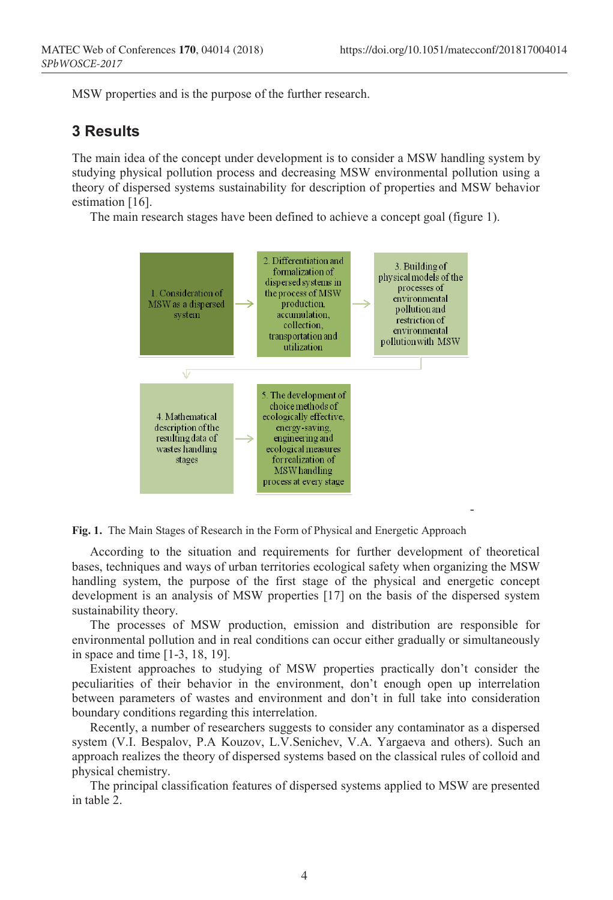MSW properties and is the purpose of the further research.

## 3 Results

The main idea of the concept under development is to consider a MSW handling system by studying physical pollution process and decreasing MSW environmental pollution using a theory of dispersed systems sustainability for description of properties and MSW behavior estimation [16].

The main research stages have been defined to achieve a concept goal (figure 1).

1. Consideration of MSW as a dispersed system → 2. Differentiation and formalization of dispersed systems in the process of MSW production, accumulation, collection, transportation and utilization → 3. Building of physical models of the processes of environmental pollution and restriction of environmental pollution with MSW → 4. Mathematical description of the resulting data of wastes handling stages → 5. The development of choice methods of ecologically effective, energy-saving, engineering and ecological measures for realization of MSW handling process at every stage

**Fig. 1.** The Main Stages of Research in the Form of Physical and Energetic Approach

According to the situation and requirements for further development of theoretical bases, techniques and ways of urban territories ecological safety when organizing the MSW handling system, the purpose of the first stage of the physical and energetic concept development is an analysis of MSW properties [17] on the basis of the dispersed system sustainability theory.

The processes of MSW production, emission and distribution are responsible for environmental pollution and in real conditions can occur either gradually or simultaneously in space and time [1-3, 18, 19].

Existent approaches to studying of MSW properties practically don't consider the peculiarities of their behavior in the environment, don't enough open up interrelation between parameters of wastes and environment and don't in full take into consideration boundary conditions regarding this interrelation.

Recently, a number of researchers suggests to consider any contaminator as a dispersed system (V.I. Bespalov, P.A Kouzov, L.V.Senichev, V.A. Yargaeva and others). Such an approach realizes the theory of dispersed systems based on the classical rules of colloid and physical chemistry.

The principal classification features of dispersed systems applied to MSW are presented in table 2.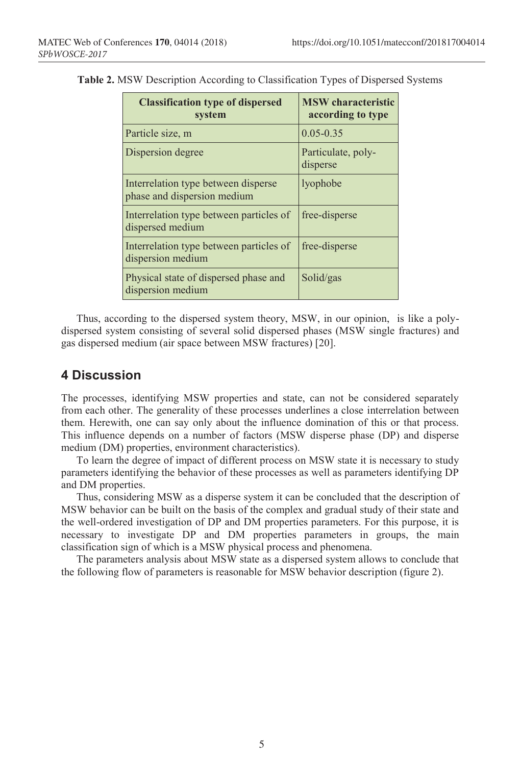**Table 2.** MSW Description According to Classification Types of Dispersed Systems

| Classification type of dispersed system | MSW characteristic according to type |
|---|---|
| Particle size, m | 0.05-0.35 |
| Dispersion degree | Particulate, poly-disperse |
| Interrelation type between disperse phase and dispersion medium | lyophobe |
| Interrelation type between particles of dispersed medium | free-disperse |
| Interrelation type between particles of dispersion medium | free-disperse |
| Physical state of dispersed phase and dispersion medium | Solid/gas |

Thus, according to the dispersed system theory, MSW, in our opinion, is like a poly-dispersed system consisting of several solid dispersed phases (MSW single fractures) and gas dispersed medium (air space between MSW fractures) [20].

## 4 Discussion

The processes, identifying MSW properties and state, can not be considered separately from each other. The generality of these processes underlines a close interrelation between them. Herewith, one can say only about the influence domination of this or that process. This influence depends on a number of factors (MSW disperse phase (DP) and disperse medium (DM) properties, environment characteristics).

To learn the degree of impact of different process on MSW state it is necessary to study parameters identifying the behavior of these processes as well as parameters identifying DP and DM properties.

Thus, considering MSW as a disperse system it can be concluded that the description of MSW behavior can be built on the basis of the complex and gradual study of their state and the well-ordered investigation of DP and DM properties parameters. For this purpose, it is necessary to investigate DP and DM properties parameters in groups, the main classification sign of which is a MSW physical process and phenomena.

The parameters analysis about MSW state as a dispersed system allows to conclude that the following flow of parameters is reasonable for MSW behavior description (figure 2).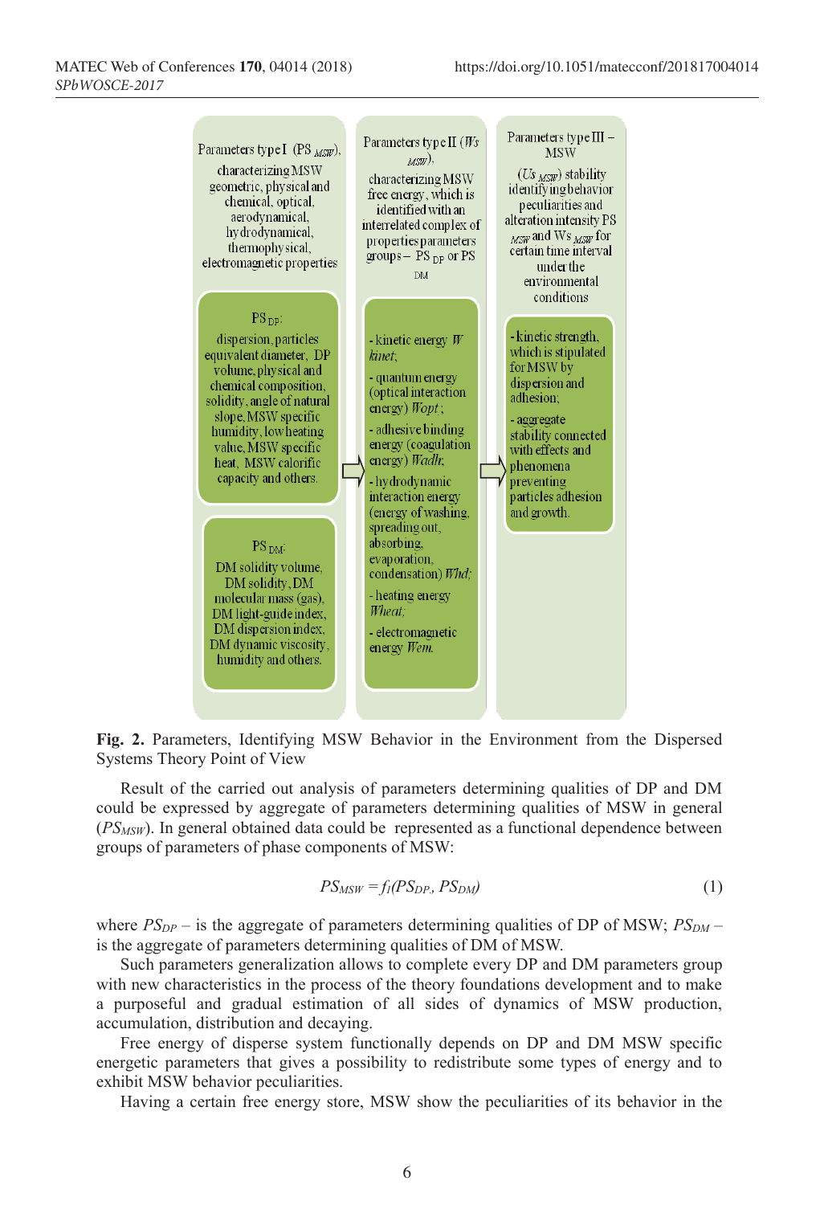Parameters type I ($PS_{MSW}$), characterizing MSW geometric, physical and chemical, optical, aerodynamical, hydrodynamical, thermophysical, electromagnetic properties

$PS_{DP}$: dispersion, particles equivalent diameter, DP volume, physical and chemical composition, solidity, angle of natural slope, MSW specific humidity, low heating value, MSW specific heat, MSW calorific capacity and others.

$PS_{DM}$: DM solidity volume, DM solidity, DM molecular mass (gas), DM light-guide index, DM dispersion index, DM dynamic viscosity, humidity and others.

Parameters type II ($Ws_{MSW}$), characterizing MSW free energy, which is identified with an interrelated complex of properties parameters groups – $PS_{DP}$ or $PS_{DM}$

- kinetic energy $W_{kinet}$;
- quantum energy (optical interaction energy) $W_{opt}$;
- adhesive binding energy (coagulation energy) $W_{adh}$;
- hydrodynamic interaction energy (energy of washing, spreading out, absorbing, evaporation, condensation) $W_{hd}$;
- heating energy $W_{heat}$;
- electromagnetic energy $W_{em}$.

Parameters type III – MSW ($Us_{MSW}$) stability identifying behavior peculiarities and alteration intensity $PS_{MSW}$ and $Ws_{MSW}$ for certain time interval under the environmental conditions

- kinetic strength, which is stipulated for MSW by dispersion and adhesion;
- aggregate stability connected with effects and phenomena preventing particles adhesion and growth.

**Fig. 2.** Parameters, Identifying MSW Behavior in the Environment from the Dispersed Systems Theory Point of View

Result of the carried out analysis of parameters determining qualities of DP and DM could be expressed by aggregate of parameters determining qualities of MSW in general ($PS_{MSW}$). In general obtained data could be represented as a functional dependence between groups of parameters of phase components of MSW:

$$PS_{MSW} = f_1(PS_{DP}, PS_{DM}) \tag{1}$$

where $PS_{DP}$ – is the aggregate of parameters determining qualities of DP of MSW; $PS_{DM}$ – is the aggregate of parameters determining qualities of DM of MSW.

Such parameters generalization allows to complete every DP and DM parameters group with new characteristics in the process of the theory foundations development and to make a purposeful and gradual estimation of all sides of dynamics of MSW production, accumulation, distribution and decaying.

Free energy of disperse system functionally depends on DP and DM MSW specific energetic parameters that gives a possibility to redistribute some types of energy and to exhibit MSW behavior peculiarities.

Having a certain free energy store, MSW show the peculiarities of its behavior in the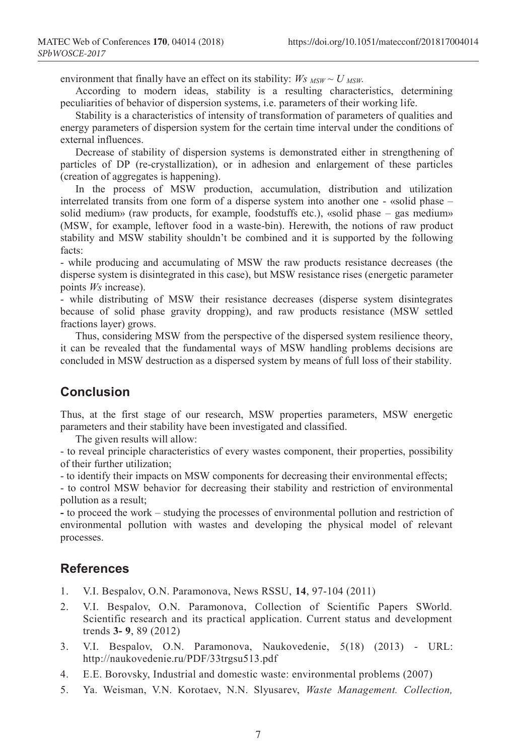environment that finally have an effect on its stability: $Ws_{MSW} \sim U_{MSW}$.

According to modern ideas, stability is a resulting characteristics, determining peculiarities of behavior of dispersion systems, i.e. parameters of their working life.

Stability is a characteristics of intensity of transformation of parameters of qualities and energy parameters of dispersion system for the certain time interval under the conditions of external influences.

Decrease of stability of dispersion systems is demonstrated either in strengthening of particles of DP (re-crystallization), or in adhesion and enlargement of these particles (creation of aggregates is happening).

In the process of MSW production, accumulation, distribution and utilization interrelated transits from one form of a disperse system into another one - «solid phase – solid medium» (raw products, for example, foodstuffs etc.), «solid phase – gas medium» (MSW, for example, leftover food in a waste-bin). Herewith, the notions of raw product stability and MSW stability shouldn't be combined and it is supported by the following facts:

- while producing and accumulating of MSW the raw products resistance decreases (the disperse system is disintegrated in this case), but MSW resistance rises (energetic parameter points *Ws* increase).
- while distributing of MSW their resistance decreases (disperse system disintegrates because of solid phase gravity dropping), and raw products resistance (MSW settled fractions layer) grows.

Thus, considering MSW from the perspective of the dispersed system resilience theory, it can be revealed that the fundamental ways of MSW handling problems decisions are concluded in MSW destruction as a dispersed system by means of full loss of their stability.

## Conclusion

Thus, at the first stage of our research, MSW properties parameters, MSW energetic parameters and their stability have been investigated and classified.

The given results will allow:

- to reveal principle characteristics of every wastes component, their properties, possibility of their further utilization;
- to identify their impacts on MSW components for decreasing their environmental effects;
- to control MSW behavior for decreasing their stability and restriction of environmental pollution as a result;
- to proceed the work – studying the processes of environmental pollution and restriction of environmental pollution with wastes and developing the physical model of relevant processes.

## References

1. V.I. Bespalov, O.N. Paramonova, News RSSU, **14**, 97-104 (2011)
2. V.I. Bespalov, O.N. Paramonova, Collection of Scientific Papers SWorld. Scientific research and its practical application. Current status and development trends **3- 9**, 89 (2012)
3. V.I. Bespalov, O.N. Paramonova, Naukovedenie, 5(18) (2013) - URL: http://naukovedenie.ru/PDF/33trgsu513.pdf
4. E.E. Borovsky, Industrial and domestic waste: environmental problems (2007)
5. Ya. Weisman, V.N. Korotaev, N.N. Slyusarev, *Waste Management. Collection,*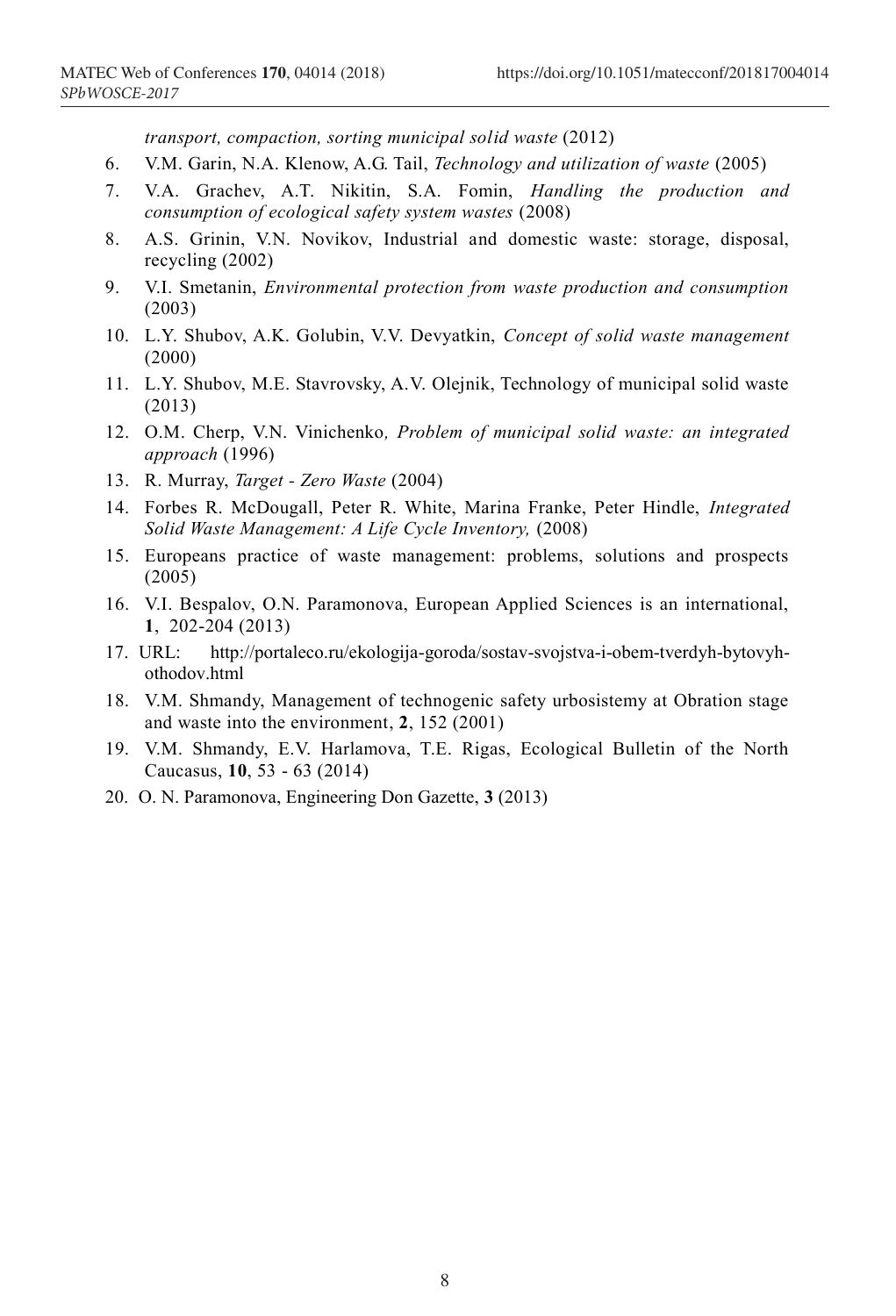*transport, compaction, sorting municipal solid waste* (2012)

6. V.M. Garin, N.A. Klenow, A.G. Tail, *Technology and utilization of waste* (2005)
7. V.A. Grachev, A.T. Nikitin, S.A. Fomin, *Handling the production and consumption of ecological safety system wastes* (2008)
8. A.S. Grinin, V.N. Novikov, Industrial and domestic waste: storage, disposal, recycling (2002)
9. V.I. Smetanin, *Environmental protection from waste production and consumption* (2003)
10. L.Y. Shubov, A.K. Golubin, V.V. Devyatkin, *Concept of solid waste management* (2000)
11. L.Y. Shubov, M.E. Stavrovsky, A.V. Olejnik, Technology of municipal solid waste (2013)
12. O.M. Cherp, V.N. Vinichenko*, Problem of municipal solid waste: an integrated approach* (1996)
13. R. Murray, *Target - Zero Waste* (2004)
14. Forbes R. McDougall, Peter R. White, Marina Franke, Peter Hindle, *Integrated Solid Waste Management: A Life Cycle Inventory,* (2008)
15. Europeans practice of waste management: problems, solutions and prospects (2005)
16. V.I. Bespalov, O.N. Paramonova, European Applied Sciences is an international, **1**, 202-204 (2013)
17. URL: http://portaleco.ru/ekologija-goroda/sostav-svojstva-i-obem-tverdyh-bytovyh-othodov.html
18. V.M. Shmandy, Management of technogenic safety urbosistemy at Obration stage and waste into the environment, **2**, 152 (2001)
19. V.M. Shmandy, E.V. Harlamova, T.E. Rigas, Ecological Bulletin of the North Caucasus, **10**, 53 - 63 (2014)
20. O. N. Paramonova, Engineering Don Gazette, **3** (2013)